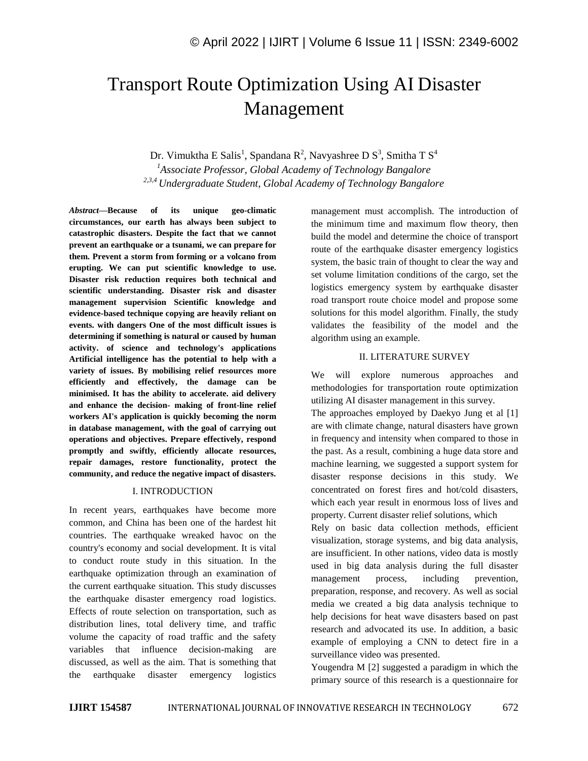# Transport Route Optimization Using AI Disaster Management

Dr. Vimuktha E Salis[1], Spandana R[2], Navyashree D S[3], Smitha T S[4]

[1]*Associate Professor, Global Academy of Technology Bangalore*

[2,3,4] *Undergraduate Student, Global Academy of Technology Bangalore*

***Abstract*—Because of its unique geo-climatic circumstances, our earth has always been subject to catastrophic disasters. Despite the fact that we cannot prevent an earthquake or a tsunami, we can prepare for them. Prevent a storm from forming or a volcano from erupting. We can put scientific knowledge to use. Disaster risk reduction requires both technical and scientific understanding. Disaster risk and disaster management supervision Scientific knowledge and evidence-based technique copying are heavily reliant on events. with dangers One of the most difficult issues is determining if something is natural or caused by human activity. of science and technology's applications Artificial intelligence has the potential to help with a variety of issues. By mobilising relief resources more efficiently and effectively, the damage can be minimised. It has the ability to accelerate. aid delivery and enhance the decision- making of front-line relief workers AI's application is quickly becoming the norm in database management, with the goal of carrying out operations and objectives. Prepare effectively, respond promptly and swiftly, efficiently allocate resources, repair damages, restore functionality, protect the community, and reduce the negative impact of disasters.**

## I. INTRODUCTION

In recent years, earthquakes have become more common, and China has been one of the hardest hit countries. The earthquake wreaked havoc on the country's economy and social development. It is vital to conduct route study in this situation. In the earthquake optimization through an examination of the current earthquake situation. This study discusses the earthquake disaster emergency road logistics. Effects of route selection on transportation, such as distribution lines, total delivery time, and traffic volume the capacity of road traffic and the safety variables that influence decision-making are discussed, as well as the aim. That is something that the earthquake disaster emergency logistics management must accomplish. The introduction of the minimum time and maximum flow theory, then build the model and determine the choice of transport route of the earthquake disaster emergency logistics system, the basic train of thought to clear the way and set volume limitation conditions of the cargo, set the logistics emergency system by earthquake disaster road transport route choice model and propose some solutions for this model algorithm. Finally, the study validates the feasibility of the model and the algorithm using an example.

## II. LITERATURE SURVEY

We will explore numerous approaches and methodologies for transportation route optimization utilizing AI disaster management in this survey.

The approaches employed by Daekyo Jung et al [1] are with climate change, natural disasters have grown in frequency and intensity when compared to those in the past. As a result, combining a huge data store and machine learning, we suggested a support system for disaster response decisions in this study. We concentrated on forest fires and hot/cold disasters, which each year result in enormous loss of lives and property. Current disaster relief solutions, which

Rely on basic data collection methods, efficient visualization, storage systems, and big data analysis, are insufficient. In other nations, video data is mostly used in big data analysis during the full disaster management process, including prevention, preparation, response, and recovery. As well as social media we created a big data analysis technique to help decisions for heat wave disasters based on past research and advocated its use. In addition, a basic example of employing a CNN to detect fire in a surveillance video was presented.

Yougendra M [2] suggested a paradigm in which the primary source of this research is a questionnaire for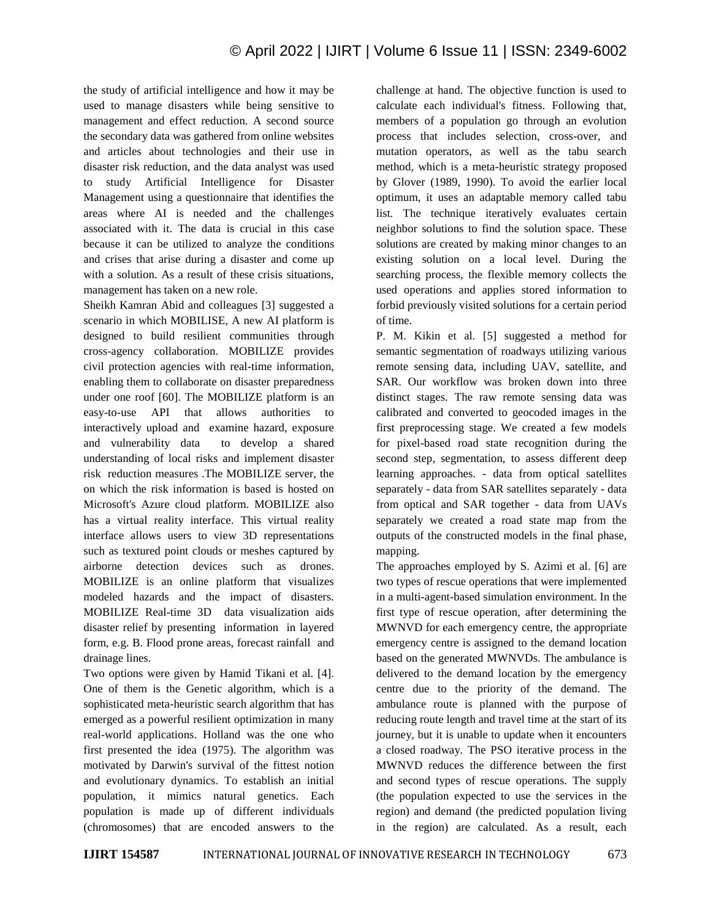the study of artificial intelligence and how it may be used to manage disasters while being sensitive to management and effect reduction. A second source the secondary data was gathered from online websites and articles about technologies and their use in disaster risk reduction, and the data analyst was used to study Artificial Intelligence for Disaster Management using a questionnaire that identifies the areas where AI is needed and the challenges associated with it. The data is crucial in this case because it can be utilized to analyze the conditions and crises that arise during a disaster and come up with a solution. As a result of these crisis situations, management has taken on a new role.

Sheikh Kamran Abid and colleagues [3] suggested a scenario in which MOBILISE, A new AI platform is designed to build resilient communities through cross-agency collaboration. MOBILIZE provides civil protection agencies with real-time information, enabling them to collaborate on disaster preparedness under one roof [60]. The MOBILIZE platform is an easy-to-use API that allows authorities to interactively upload and examine hazard, exposure and vulnerability data to develop a shared understanding of local risks and implement disaster risk reduction measures .The MOBILIZE server, the on which the risk information is based is hosted on Microsoft's Azure cloud platform. MOBILIZE also has a virtual reality interface. This virtual reality interface allows users to view 3D representations such as textured point clouds or meshes captured by airborne detection devices such as drones. MOBILIZE is an online platform that visualizes modeled hazards and the impact of disasters. MOBILIZE Real-time 3D data visualization aids disaster relief by presenting information in layered form, e.g. B. Flood prone areas, forecast rainfall and drainage lines.

Two options were given by Hamid Tikani et al. [4]. One of them is the Genetic algorithm, which is a sophisticated meta-heuristic search algorithm that has emerged as a powerful resilient optimization in many real-world applications. Holland was the one who first presented the idea (1975). The algorithm was motivated by Darwin's survival of the fittest notion and evolutionary dynamics. To establish an initial population, it mimics natural genetics. Each population is made up of different individuals (chromosomes) that are encoded answers to the challenge at hand. The objective function is used to calculate each individual's fitness. Following that, members of a population go through an evolution process that includes selection, cross-over, and mutation operators, as well as the tabu search method, which is a meta-heuristic strategy proposed by Glover (1989, 1990). To avoid the earlier local optimum, it uses an adaptable memory called tabu list. The technique iteratively evaluates certain neighbor solutions to find the solution space. These solutions are created by making minor changes to an existing solution on a local level. During the searching process, the flexible memory collects the used operations and applies stored information to forbid previously visited solutions for a certain period of time.

P. M. Kikin et al. [5] suggested a method for semantic segmentation of roadways utilizing various remote sensing data, including UAV, satellite, and SAR. Our workflow was broken down into three distinct stages. The raw remote sensing data was calibrated and converted to geocoded images in the first preprocessing stage. We created a few models for pixel-based road state recognition during the second step, segmentation, to assess different deep learning approaches. - data from optical satellites separately - data from SAR satellites separately - data from optical and SAR together - data from UAVs separately we created a road state map from the outputs of the constructed models in the final phase, mapping.

The approaches employed by S. Azimi et al. [6] are two types of rescue operations that were implemented in a multi-agent-based simulation environment. In the first type of rescue operation, after determining the MWNVD for each emergency centre, the appropriate emergency centre is assigned to the demand location based on the generated MWNVDs. The ambulance is delivered to the demand location by the emergency centre due to the priority of the demand. The ambulance route is planned with the purpose of reducing route length and travel time at the start of its journey, but it is unable to update when it encounters a closed roadway. The PSO iterative process in the MWNVD reduces the difference between the first and second types of rescue operations. The supply (the population expected to use the services in the region) and demand (the predicted population living in the region) are calculated. As a result, each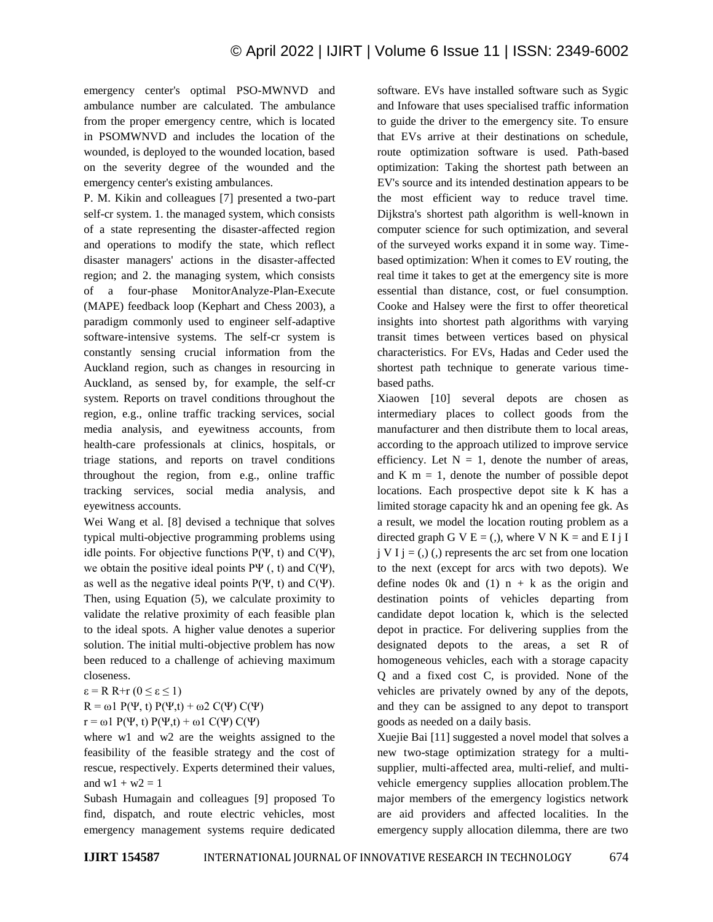emergency center's optimal PSO-MWNVD and ambulance number are calculated. The ambulance from the proper emergency centre, which is located in PSOMWNVD and includes the location of the wounded, is deployed to the wounded location, based on the severity degree of the wounded and the emergency center's existing ambulances.

P. M. Kikin and colleagues [7] presented a two-part self-cr system. 1. the managed system, which consists of a state representing the disaster-affected region and operations to modify the state, which reflect disaster managers' actions in the disaster-affected region; and 2. the managing system, which consists of a four-phase MonitorAnalyze-Plan-Execute (MAPE) feedback loop (Kephart and Chess 2003), a paradigm commonly used to engineer self-adaptive software-intensive systems. The self-cr system is constantly sensing crucial information from the Auckland region, such as changes in resourcing in Auckland, as sensed by, for example, the self-cr system. Reports on travel conditions throughout the region, e.g., online traffic tracking services, social media analysis, and eyewitness accounts, from health-care professionals at clinics, hospitals, or triage stations, and reports on travel conditions throughout the region, from e.g., online traffic tracking services, social media analysis, and eyewitness accounts.

Wei Wang et al. [8] devised a technique that solves typical multi-objective programming problems using idle points. For objective functions P(Ψ, t) and C(Ψ), we obtain the positive ideal points PΨ (, t) and C(Ψ), as well as the negative ideal points P(Ψ, t) and C(Ψ). Then, using Equation (5), we calculate proximity to validate the relative proximity of each feasible plan to the ideal spots. A higher value denotes a superior solution. The initial multi-objective problem has now been reduced to a challenge of achieving maximum closeness.

$\varepsilon = R\ R{+}r\ (0 \leq \varepsilon \leq 1)$

$R = \omega 1\ P(\Psi, t)\ P(\Psi,t) + \omega 2\ C(\Psi)\ C(\Psi)$

$r = \omega 1\ P(\Psi, t)\ P(\Psi,t) + \omega 1\ C(\Psi)\ C(\Psi)$

where w1 and w2 are the weights assigned to the feasibility of the feasible strategy and the cost of rescue, respectively. Experts determined their values, and $w1 + w2 = 1$

Subash Humagain and colleagues [9] proposed To find, dispatch, and route electric vehicles, most emergency management systems require dedicated software. EVs have installed software such as Sygic and Infoware that uses specialised traffic information to guide the driver to the emergency site. To ensure that EVs arrive at their destinations on schedule, route optimization software is used. Path-based optimization: Taking the shortest path between an EV's source and its intended destination appears to be the most efficient way to reduce travel time. Dijkstra's shortest path algorithm is well-known in computer science for such optimization, and several of the surveyed works expand it in some way. Time-based optimization: When it comes to EV routing, the real time it takes to get at the emergency site is more essential than distance, cost, or fuel consumption. Cooke and Halsey were the first to offer theoretical insights into shortest path algorithms with varying transit times between vertices based on physical characteristics. For EVs, Hadas and Ceder used the shortest path technique to generate various time-based paths.

Xiaowen [10] several depots are chosen as intermediary places to collect goods from the manufacturer and then distribute them to local areas, according to the approach utilized to improve service efficiency. Let N = 1, denote the number of areas, and K m = 1, denote the number of possible depot locations. Each prospective depot site k K has a limited storage capacity hk and an opening fee gk. As a result, we model the location routing problem as a directed graph G V E = (,), where V N K = and E I j I j V I j = (,) (,) represents the arc set from one location to the next (except for arcs with two depots). We define nodes 0k and (1) n + k as the origin and destination points of vehicles departing from candidate depot location k, which is the selected depot in practice. For delivering supplies from the designated depots to the areas, a set R of homogeneous vehicles, each with a storage capacity Q and a fixed cost C, is provided. None of the vehicles are privately owned by any of the depots, and they can be assigned to any depot to transport goods as needed on a daily basis.

Xuejie Bai [11] suggested a novel model that solves a new two-stage optimization strategy for a multi-supplier, multi-affected area, multi-relief, and multi-vehicle emergency supplies allocation problem.The major members of the emergency logistics network are aid providers and affected localities. In the emergency supply allocation dilemma, there are two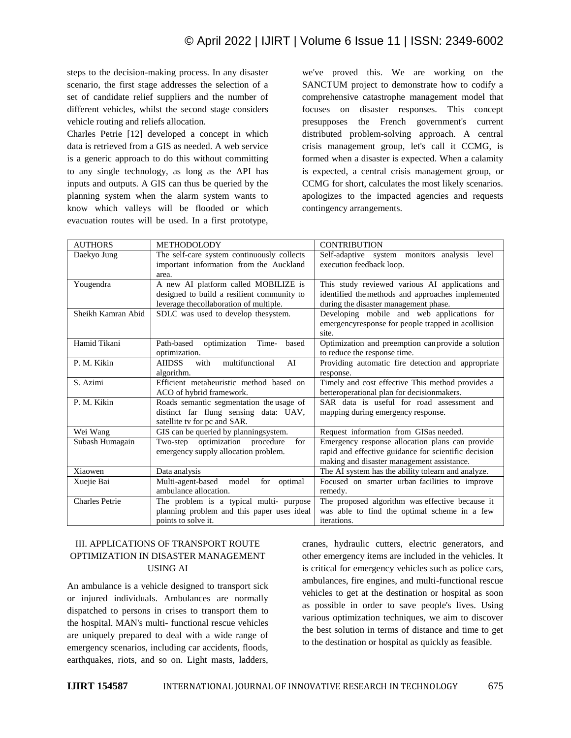steps to the decision-making process. In any disaster scenario, the first stage addresses the selection of a set of candidate relief suppliers and the number of different vehicles, whilst the second stage considers vehicle routing and reliefs allocation.

Charles Petrie [12] developed a concept in which data is retrieved from a GIS as needed. A web service is a generic approach to do this without committing to any single technology, as long as the API has inputs and outputs. A GIS can thus be queried by the planning system when the alarm system wants to know which valleys will be flooded or which evacuation routes will be used. In a first prototype, we've proved this. We are working on the SANCTUM project to demonstrate how to codify a comprehensive catastrophe management model that focuses on disaster responses. This concept presupposes the French government's current distributed problem-solving approach. A central crisis management group, let's call it CCMG, is formed when a disaster is expected. When a calamity is expected, a central crisis management group, or CCMG for short, calculates the most likely scenarios. apologizes to the impacted agencies and requests contingency arrangements.

| AUTHORS | METHODOLODY | CONTRIBUTION |
|---|---|---|
| Daekyo Jung | The self-care system continuously collects important information from the Auckland area. | Self-adaptive system monitors analysis level execution feedback loop. |
| Yougendra | A new AI platform called MOBILIZE is designed to build a resilient community to leverage thecollaboration of multiple. | This study reviewed various AI applications and identified the methods and approaches implemented during the disaster management phase. |
| Sheikh Kamran Abid | SDLC was used to develop thesystem. | Developing mobile and web applications for emergencyresponse for people trapped in acollision site. |
| Hamid Tikani | Path-based optimization Time- based optimization. | Optimization and preemption canprovide a solution to reduce the response time. |
| P. M. Kikin | AIIDSS with multifunctional AI algorithm. | Providing automatic fire detection and appropriate response. |
| S. Azimi | Efficient metaheuristic method based on ACO of hybrid framework. | Timely and cost effective This method provides a betteroperational plan for decisionmakers. |
| P. M. Kikin | Roads semantic segmentation the usage of distinct far flung sensing data: UAV, satellite tv for pc and SAR. | SAR data is useful for road assessment and mapping during emergency response. |
| Wei Wang | GIS can be queried by planningsystem. | Request information from GISas needed. |
| Subash Humagain | Two-step optimization procedure for emergency supply allocation problem. | Emergency response allocation plans can provide rapid and effective guidance for scientific decision making and disaster management assistance. |
| Xiaowen | Data analysis | The AI system has the ability tolearn and analyze. |
| Xuejie Bai | Multi-agent-based model for optimal ambulance allocation. | Focused on smarter urban facilities to improve remedy. |
| Charles Petrie | The problem is a typical multi- purpose planning problem and this paper uses ideal points to solve it. | The proposed algorithm was effective because it was able to find the optimal scheme in a few iterations. |

## III. APPLICATIONS OF TRANSPORT ROUTE OPTIMIZATION IN DISASTER MANAGEMENT USING AI

An ambulance is a vehicle designed to transport sick or injured individuals. Ambulances are normally dispatched to persons in crises to transport them to the hospital. MAN's multi- functional rescue vehicles are uniquely prepared to deal with a wide range of emergency scenarios, including car accidents, floods, earthquakes, riots, and so on. Light masts, ladders, cranes, hydraulic cutters, electric generators, and other emergency items are included in the vehicles. It is critical for emergency vehicles such as police cars, ambulances, fire engines, and multi-functional rescue vehicles to get at the destination or hospital as soon as possible in order to save people's lives. Using various optimization techniques, we aim to discover the best solution in terms of distance and time to get to the destination or hospital as quickly as feasible.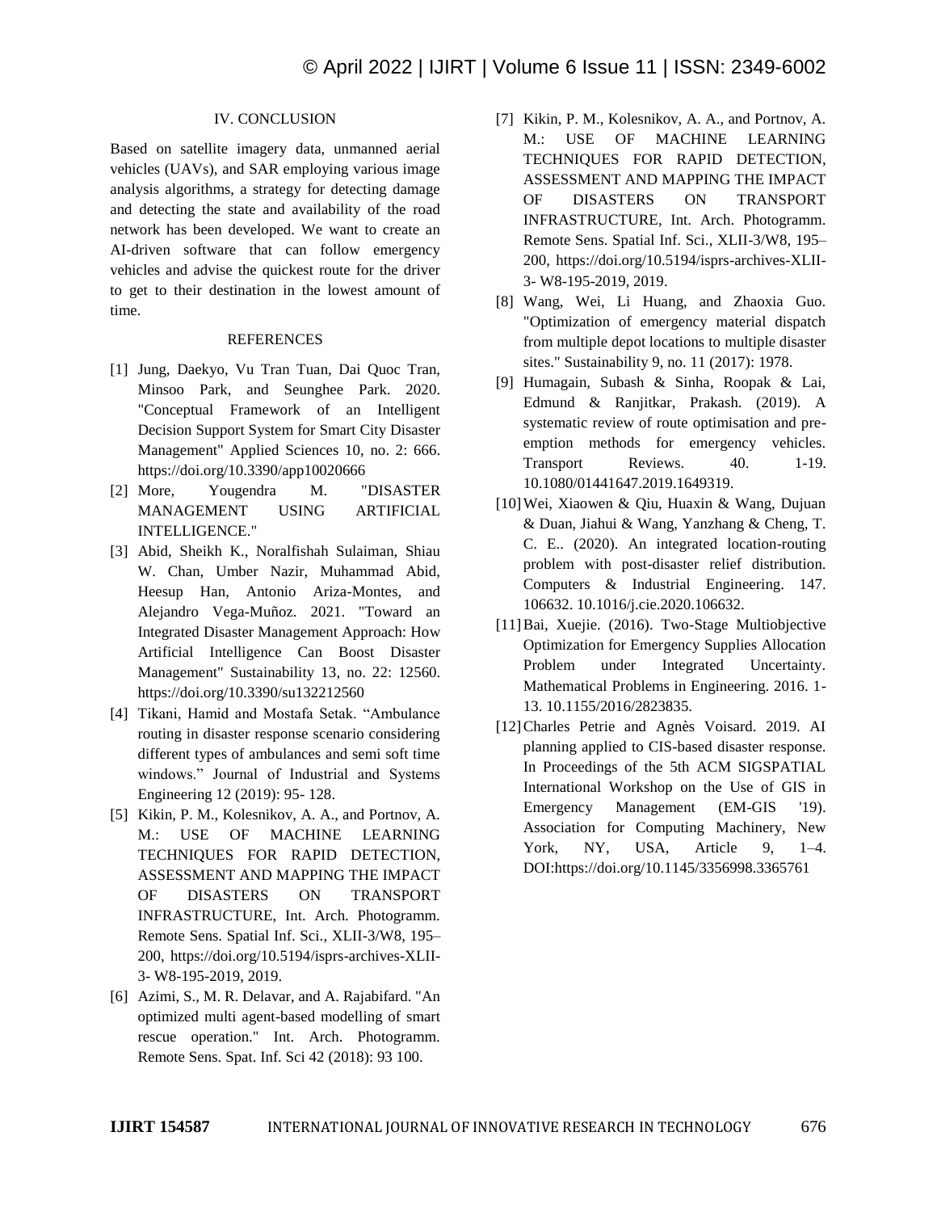## IV. CONCLUSION

Based on satellite imagery data, unmanned aerial vehicles (UAVs), and SAR employing various image analysis algorithms, a strategy for detecting damage and detecting the state and availability of the road network has been developed. We want to create an AI-driven software that can follow emergency vehicles and advise the quickest route for the driver to get to their destination in the lowest amount of time.

## REFERENCES

[1] Jung, Daekyo, Vu Tran Tuan, Dai Quoc Tran, Minsoo Park, and Seunghee Park. 2020. "Conceptual Framework of an Intelligent Decision Support System for Smart City Disaster Management" Applied Sciences 10, no. 2: 666. https://doi.org/10.3390/app10020666

[2] More, Yougendra M. "DISASTER MANAGEMENT USING ARTIFICIAL INTELLIGENCE."

[3] Abid, Sheikh K., Noralfishah Sulaiman, Shiau W. Chan, Umber Nazir, Muhammad Abid, Heesup Han, Antonio Ariza-Montes, and Alejandro Vega-Muñoz. 2021. "Toward an Integrated Disaster Management Approach: How Artificial Intelligence Can Boost Disaster Management" Sustainability 13, no. 22: 12560. https://doi.org/10.3390/su132212560

[4] Tikani, Hamid and Mostafa Setak. "Ambulance routing in disaster response scenario considering different types of ambulances and semi soft time windows." Journal of Industrial and Systems Engineering 12 (2019): 95- 128.

[5] Kikin, P. M., Kolesnikov, A. A., and Portnov, A. M.: USE OF MACHINE LEARNING TECHNIQUES FOR RAPID DETECTION, ASSESSMENT AND MAPPING THE IMPACT OF DISASTERS ON TRANSPORT INFRASTRUCTURE, Int. Arch. Photogramm. Remote Sens. Spatial Inf. Sci., XLII-3/W8, 195–200, https://doi.org/10.5194/isprs-archives-XLII-3- W8-195-2019, 2019.

[6] Azimi, S., M. R. Delavar, and A. Rajabifard. "An optimized multi agent-based modelling of smart rescue operation." Int. Arch. Photogramm. Remote Sens. Spat. Inf. Sci 42 (2018): 93 100.

[7] Kikin, P. M., Kolesnikov, A. A., and Portnov, A. M.: USE OF MACHINE LEARNING TECHNIQUES FOR RAPID DETECTION, ASSESSMENT AND MAPPING THE IMPACT OF DISASTERS ON TRANSPORT INFRASTRUCTURE, Int. Arch. Photogramm. Remote Sens. Spatial Inf. Sci., XLII-3/W8, 195–200, https://doi.org/10.5194/isprs-archives-XLII-3- W8-195-2019, 2019.

[8] Wang, Wei, Li Huang, and Zhaoxia Guo. "Optimization of emergency material dispatch from multiple depot locations to multiple disaster sites." Sustainability 9, no. 11 (2017): 1978.

[9] Humagain, Subash & Sinha, Roopak & Lai, Edmund & Ranjitkar, Prakash. (2019). A systematic review of route optimisation and pre-emption methods for emergency vehicles. Transport Reviews. 40. 1-19. 10.1080/01441647.2019.1649319.

[10] Wei, Xiaowen & Qiu, Huaxin & Wang, Dujuan & Duan, Jiahui & Wang, Yanzhang & Cheng, T. C. E.. (2020). An integrated location-routing problem with post-disaster relief distribution. Computers & Industrial Engineering. 147. 106632. 10.1016/j.cie.2020.106632.

[11] Bai, Xuejie. (2016). Two-Stage Multiobjective Optimization for Emergency Supplies Allocation Problem under Integrated Uncertainty. Mathematical Problems in Engineering. 2016. 1-13. 10.1155/2016/2823835.

[12] Charles Petrie and Agnès Voisard. 2019. AI planning applied to CIS-based disaster response. In Proceedings of the 5th ACM SIGSPATIAL International Workshop on the Use of GIS in Emergency Management (EM-GIS '19). Association for Computing Machinery, New York, NY, USA, Article 9, 1–4. DOI:https://doi.org/10.1145/3356998.3365761